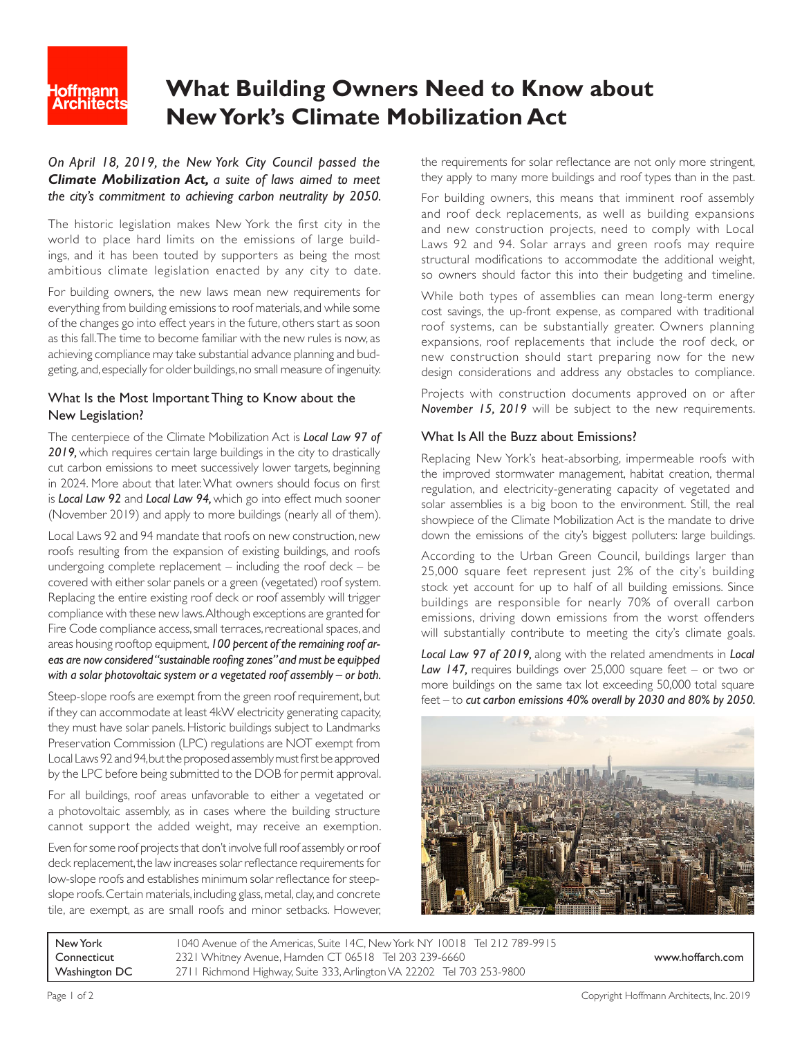# What Building Owners Need to Know about New York's Climate Mobilization Act

*On April 18, 2019, the New York City Council passed the **Climate Mobilization Act,** a suite of laws aimed to meet the city's commitment to achieving carbon neutrality by 2050.*

The historic legislation makes New York the first city in the world to place hard limits on the emissions of large buildings, and it has been touted by supporters as being the most ambitious climate legislation enacted by any city to date.

For building owners, the new laws mean new requirements for everything from building emissions to roof materials, and while some of the changes go into effect years in the future, others start as soon as this fall. The time to become familiar with the new rules is now, as achieving compliance may take substantial advance planning and budgeting, and, especially for older buildings, no small measure of ingenuity.

## What Is the Most Important Thing to Know about the New Legislation?

The centerpiece of the Climate Mobilization Act is ***Local Law 97 of 2019,*** which requires certain large buildings in the city to drastically cut carbon emissions to meet successively lower targets, beginning in 2024. More about that later. What owners should focus on first is ***Local Law 92*** and ***Local Law 94,*** which go into effect much sooner (November 2019) and apply to more buildings (nearly all of them).

Local Laws 92 and 94 mandate that roofs on new construction, new roofs resulting from the expansion of existing buildings, and roofs undergoing complete replacement – including the roof deck – be covered with either solar panels or a green (vegetated) roof system. Replacing the entire existing roof deck or roof assembly will trigger compliance with these new laws. Although exceptions are granted for Fire Code compliance access, small terraces, recreational spaces, and areas housing rooftop equipment, ***100 percent of the remaining roof areas are now considered "sustainable roofing zones" and must be equipped with a solar photovoltaic system or a vegetated roof assembly – or both.***

Steep-slope roofs are exempt from the green roof requirement, but if they can accommodate at least 4kW electricity generating capacity, they must have solar panels. Historic buildings subject to Landmarks Preservation Commission (LPC) regulations are NOT exempt from Local Laws 92 and 94, but the proposed assembly must first be approved by the LPC before being submitted to the DOB for permit approval.

For all buildings, roof areas unfavorable to either a vegetated or a photovoltaic assembly, as in cases where the building structure cannot support the added weight, may receive an exemption.

Even for some roof projects that don't involve full roof assembly or roof deck replacement, the law increases solar reflectance requirements for low-slope roofs and establishes minimum solar reflectance for steep-slope roofs. Certain materials, including glass, metal, clay, and concrete tile, are exempt, as are small roofs and minor setbacks. However, the requirements for solar reflectance are not only more stringent, they apply to many more buildings and roof types than in the past.

For building owners, this means that imminent roof assembly and roof deck replacements, as well as building expansions and new construction projects, need to comply with Local Laws 92 and 94. Solar arrays and green roofs may require structural modifications to accommodate the additional weight, so owners should factor this into their budgeting and timeline.

While both types of assemblies can mean long-term energy cost savings, the up-front expense, as compared with traditional roof systems, can be substantially greater. Owners planning expansions, roof replacements that include the roof deck, or new construction should start preparing now for the new design considerations and address any obstacles to compliance.

Projects with construction documents approved on or after ***November 15, 2019*** will be subject to the new requirements.

## What Is All the Buzz about Emissions?

Replacing New York's heat-absorbing, impermeable roofs with the improved stormwater management, habitat creation, thermal regulation, and electricity-generating capacity of vegetated and solar assemblies is a big boon to the environment. Still, the real showpiece of the Climate Mobilization Act is the mandate to drive down the emissions of the city's biggest polluters: large buildings.

According to the Urban Green Council, buildings larger than 25,000 square feet represent just 2% of the city's building stock yet account for up to half of all building emissions. Since buildings are responsible for nearly 70% of overall carbon emissions, driving down emissions from the worst offenders will substantially contribute to meeting the city's climate goals.

***Local Law 97 of 2019,*** along with the related amendments in ***Local Law 147,*** requires buildings over 25,000 square feet – or two or more buildings on the same tax lot exceeding 50,000 total square feet – to ***cut carbon emissions 40% overall by 2030 and 80% by 2050.***

| | | |
|---|---|---|
| New York | 1040 Avenue of the Americas, Suite 14C, New York NY 10018 Tel 212 789-9915 | www.hoffarch.com |
| Connecticut | 2321 Whitney Avenue, Hamden CT 06518 Tel 203 239-6660 | |
| Washington DC | 2711 Richmond Highway, Suite 333, Arlington VA 22202 Tel 703 253-9800 | |

Copyright Hoffmann Architects, Inc. 2019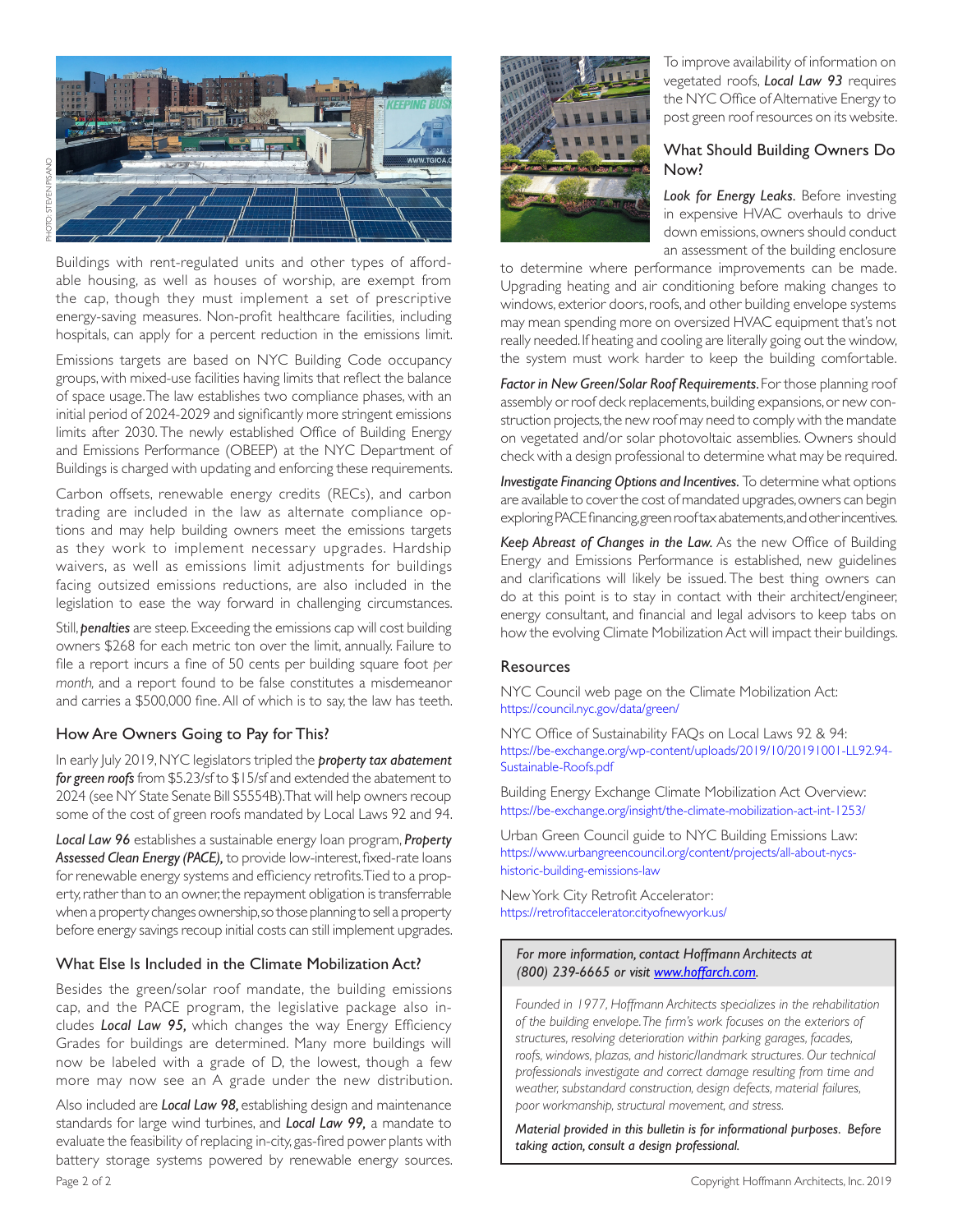PHOTO: STEVEN PISANO

Buildings with rent-regulated units and other types of affordable housing, as well as houses of worship, are exempt from the cap, though they must implement a set of prescriptive energy-saving measures. Non-profit healthcare facilities, including hospitals, can apply for a percent reduction in the emissions limit.

Emissions targets are based on NYC Building Code occupancy groups, with mixed-use facilities having limits that reflect the balance of space usage. The law establishes two compliance phases, with an initial period of 2024-2029 and significantly more stringent emissions limits after 2030. The newly established Office of Building Energy and Emissions Performance (OBEEP) at the NYC Department of Buildings is charged with updating and enforcing these requirements.

Carbon offsets, renewable energy credits (RECs), and carbon trading are included in the law as alternate compliance options and may help building owners meet the emissions targets as they work to implement necessary upgrades. Hardship waivers, as well as emissions limit adjustments for buildings facing outsized emissions reductions, are also included in the legislation to ease the way forward in challenging circumstances.

Still, ***penalties*** are steep. Exceeding the emissions cap will cost building owners $268 for each metric ton over the limit, annually. Failure to file a report incurs a fine of 50 cents per building square foot *per month,* and a report found to be false constitutes a misdemeanor and carries a $500,000 fine. All of which is to say, the law has teeth.

## How Are Owners Going to Pay for This?

In early July 2019, NYC legislators tripled the ***property tax abatement for green roofs*** from $5.23/sf to $15/sf and extended the abatement to 2024 (see NY State Senate Bill S5554B). That will help owners recoup some of the cost of green roofs mandated by Local Laws 92 and 94.

***Local Law 96*** establishes a sustainable energy loan program, ***Property Assessed Clean Energy (PACE),*** to provide low-interest, fixed-rate loans for renewable energy systems and efficiency retrofits. Tied to a property, rather than to an owner, the repayment obligation is transferrable when a property changes ownership, so those planning to sell a property before energy savings recoup initial costs can still implement upgrades.

## What Else Is Included in the Climate Mobilization Act?

Besides the green/solar roof mandate, the building emissions cap, and the PACE program, the legislative package also includes ***Local Law 95,*** which changes the way Energy Efficiency Grades for buildings are determined. Many more buildings will now be labeled with a grade of D, the lowest, though a few more may now see an A grade under the new distribution.

Also included are ***Local Law 98,*** establishing design and maintenance standards for large wind turbines, and ***Local Law 99,*** a mandate to evaluate the feasibility of replacing in-city, gas-fired power plants with battery storage systems powered by renewable energy sources.

To improve availability of information on vegetated roofs, ***Local Law 93*** requires the NYC Office of Alternative Energy to post green roof resources on its website.

## What Should Building Owners Do Now?

***Look for Energy Leaks.*** Before investing in expensive HVAC overhauls to drive down emissions, owners should conduct an assessment of the building enclosure to determine where performance improvements can be made. Upgrading heating and air conditioning before making changes to windows, exterior doors, roofs, and other building envelope systems may mean spending more on oversized HVAC equipment that's not really needed. If heating and cooling are literally going out the window, the system must work harder to keep the building comfortable.

***Factor in New Green/Solar Roof Requirements.*** For those planning roof assembly or roof deck replacements, building expansions, or new construction projects, the new roof may need to comply with the mandate on vegetated and/or solar photovoltaic assemblies. Owners should check with a design professional to determine what may be required.

***Investigate Financing Options and Incentives.*** To determine what options are available to cover the cost of mandated upgrades, owners can begin exploring PACE financing, green roof tax abatements, and other incentives.

***Keep Abreast of Changes in the Law.*** As the new Office of Building Energy and Emissions Performance is established, new guidelines and clarifications will likely be issued. The best thing owners can do at this point is to stay in contact with their architect/engineer, energy consultant, and financial and legal advisors to keep tabs on how the evolving Climate Mobilization Act will impact their buildings.

## Resources

NYC Council web page on the Climate Mobilization Act:
https://council.nyc.gov/data/green/

NYC Office of Sustainability FAQs on Local Laws 92 & 94:
https://be-exchange.org/wp-content/uploads/2019/10/20191001-LL92.94-Sustainable-Roofs.pdf

Building Energy Exchange Climate Mobilization Act Overview:
https://be-exchange.org/insight/the-climate-mobilization-act-int-1253/

Urban Green Council guide to NYC Building Emissions Law:
https://www.urbangreencouncil.org/content/projects/all-about-nycs-historic-building-emissions-law

New York City Retrofit Accelerator:
https://retrofitaccelerator.cityofnewyork.us/

*For more information, contact Hoffmann Architects at (800) 239-6665 or visit [www.hoffarch.com](http://www.hoffarch.com).*

*Founded in 1977, Hoffmann Architects specializes in the rehabilitation of the building envelope. The firm's work focuses on the exteriors of structures, resolving deterioration within parking garages, facades, roofs, windows, plazas, and historic/landmark structures. Our technical professionals investigate and correct damage resulting from time and weather, substandard construction, design defects, material failures, poor workmanship, structural movement, and stress.*

*Material provided in this bulletin is for informational purposes. Before taking action, consult a design professional.*

Copyright Hoffmann Architects, Inc. 2019